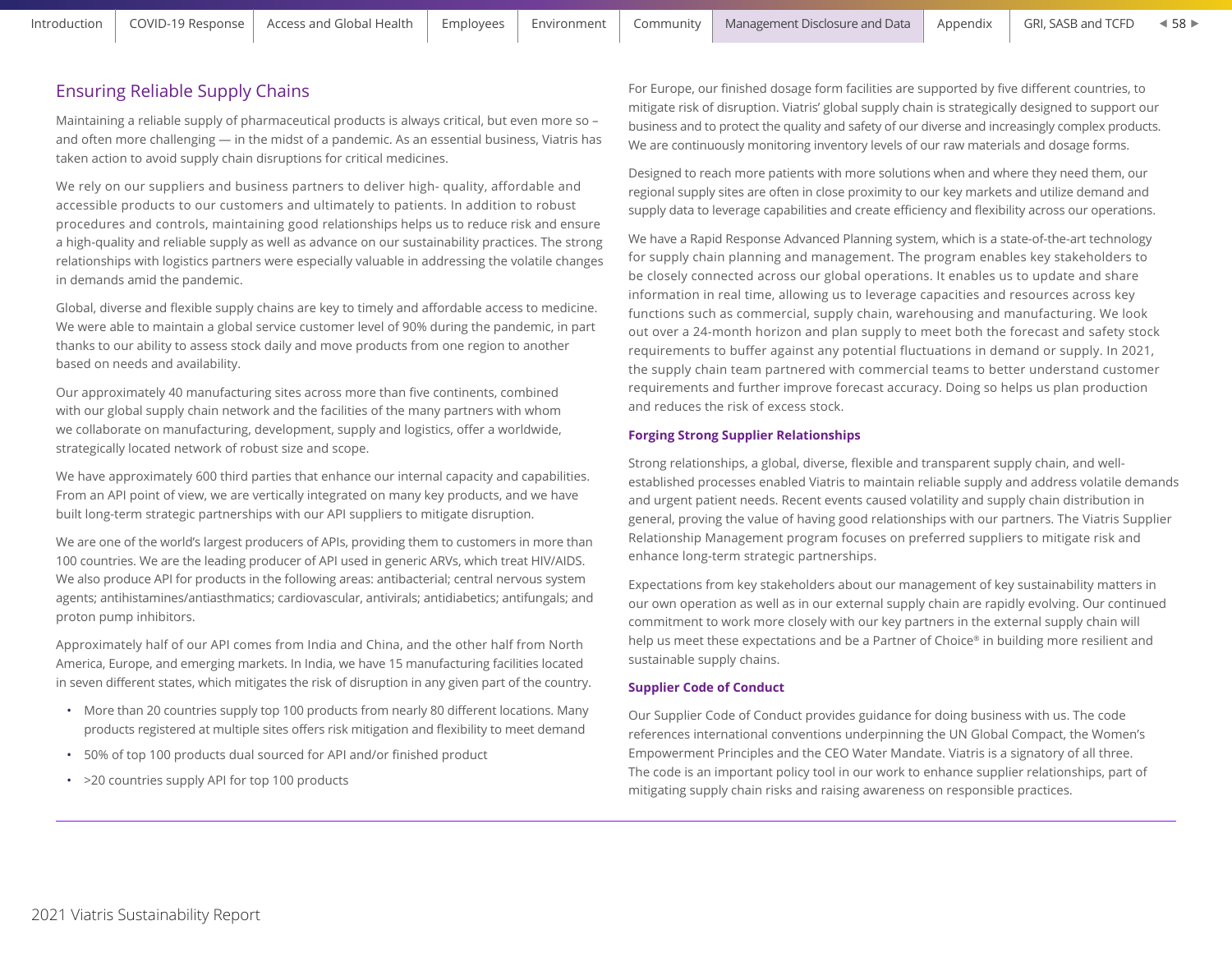## Ensuring Reliable Supply Chains

Maintaining a reliable supply of pharmaceutical products is always critical, but even more so – and often more challenging — in the midst of a pandemic. As an essential business, Viatris has taken action to avoid supply chain disruptions for critical medicines.

We rely on our suppliers and business partners to deliver high- quality, affordable and accessible products to our customers and ultimately to patients. In addition to robust procedures and controls, maintaining good relationships helps us to reduce risk and ensure a high-quality and reliable supply as well as advance on our sustainability practices. The strong relationships with logistics partners were especially valuable in addressing the volatile changes in demands amid the pandemic.

Global, diverse and flexible supply chains are key to timely and affordable access to medicine. We were able to maintain a global service customer level of 90% during the pandemic, in part thanks to our ability to assess stock daily and move products from one region to another based on needs and availability.

Our approximately 40 manufacturing sites across more than five continents, combined with our global supply chain network and the facilities of the many partners with whom we collaborate on manufacturing, development, supply and logistics, offer a worldwide, strategically located network of robust size and scope.

We have approximately 600 third parties that enhance our internal capacity and capabilities. From an API point of view, we are vertically integrated on many key products, and we have built long-term strategic partnerships with our API suppliers to mitigate disruption.

We are one of the world's largest producers of APIs, providing them to customers in more than 100 countries. We are the leading producer of API used in generic ARVs, which treat HIV/AIDS. We also produce API for products in the following areas: antibacterial; central nervous system agents; antihistamines/antiasthmatics; cardiovascular, antivirals; antidiabetics; antifungals; and proton pump inhibitors.

Approximately half of our API comes from India and China, and the other half from North America, Europe, and emerging markets. In India, we have 15 manufacturing facilities located in seven different states, which mitigates the risk of disruption in any given part of the country.

- More than 20 countries supply top 100 products from nearly 80 different locations. Many products registered at multiple sites offers risk mitigation and flexibility to meet demand
- 50% of top 100 products dual sourced for API and/or finished product
- >20 countries supply API for top 100 products

For Europe, our finished dosage form facilities are supported by five different countries, to mitigate risk of disruption. Viatris' global supply chain is strategically designed to support our business and to protect the quality and safety of our diverse and increasingly complex products. We are continuously monitoring inventory levels of our raw materials and dosage forms.

Designed to reach more patients with more solutions when and where they need them, our regional supply sites are often in close proximity to our key markets and utilize demand and supply data to leverage capabilities and create efficiency and flexibility across our operations.

We have a Rapid Response Advanced Planning system, which is a state-of-the-art technology for supply chain planning and management. The program enables key stakeholders to be closely connected across our global operations. It enables us to update and share information in real time, allowing us to leverage capacities and resources across key functions such as commercial, supply chain, warehousing and manufacturing. We look out over a 24-month horizon and plan supply to meet both the forecast and safety stock requirements to buffer against any potential fluctuations in demand or supply. In 2021, the supply chain team partnered with commercial teams to better understand customer requirements and further improve forecast accuracy. Doing so helps us plan production and reduces the risk of excess stock.

### Forging Strong Supplier Relationships

Strong relationships, a global, diverse, flexible and transparent supply chain, and well-established processes enabled Viatris to maintain reliable supply and address volatile demands and urgent patient needs. Recent events caused volatility and supply chain distribution in general, proving the value of having good relationships with our partners. The Viatris Supplier Relationship Management program focuses on preferred suppliers to mitigate risk and enhance long-term strategic partnerships.

Expectations from key stakeholders about our management of key sustainability matters in our own operation as well as in our external supply chain are rapidly evolving. Our continued commitment to work more closely with our key partners in the external supply chain will help us meet these expectations and be a Partner of Choice® in building more resilient and sustainable supply chains.

### Supplier Code of Conduct

Our Supplier Code of Conduct provides guidance for doing business with us. The code references international conventions underpinning the UN Global Compact, the Women's Empowerment Principles and the CEO Water Mandate. Viatris is a signatory of all three. The code is an important policy tool in our work to enhance supplier relationships, part of mitigating supply chain risks and raising awareness on responsible practices.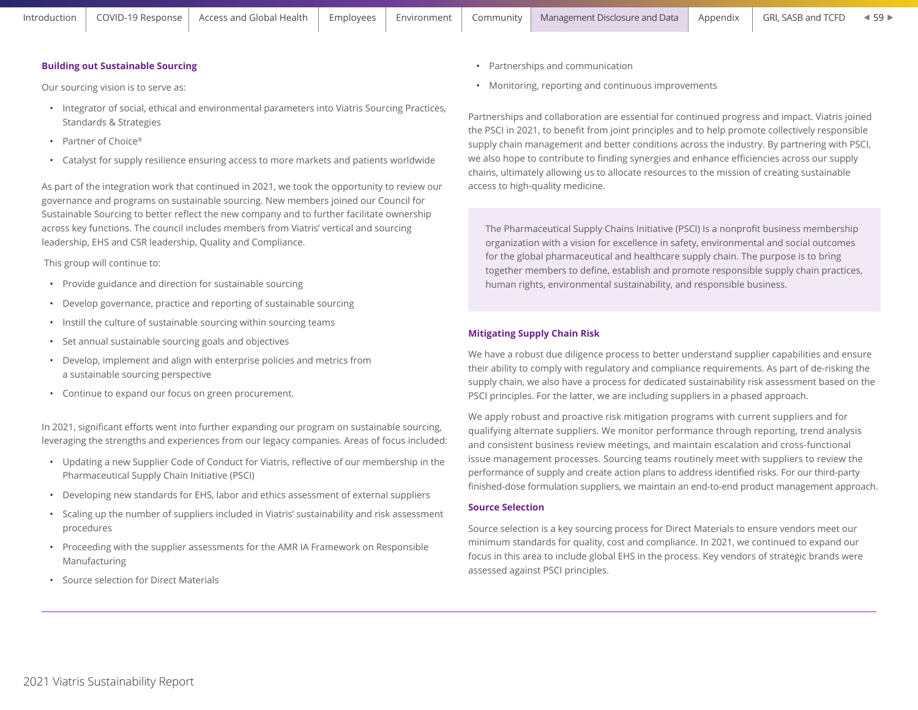### Building out Sustainable Sourcing

Our sourcing vision is to serve as:

- Integrator of social, ethical and environmental parameters into Viatris Sourcing Practices, Standards & Strategies
- Partner of Choice®
- Catalyst for supply resilience ensuring access to more markets and patients worldwide

As part of the integration work that continued in 2021, we took the opportunity to review our governance and programs on sustainable sourcing. New members joined our Council for Sustainable Sourcing to better reflect the new company and to further facilitate ownership across key functions. The council includes members from Viatris' vertical and sourcing leadership, EHS and CSR leadership, Quality and Compliance.

This group will continue to:

- Provide guidance and direction for sustainable sourcing
- Develop governance, practice and reporting of sustainable sourcing
- Instill the culture of sustainable sourcing within sourcing teams
- Set annual sustainable sourcing goals and objectives
- Develop, implement and align with enterprise policies and metrics from a sustainable sourcing perspective
- Continue to expand our focus on green procurement.

In 2021, significant efforts went into further expanding our program on sustainable sourcing, leveraging the strengths and experiences from our legacy companies. Areas of focus included:

- Updating a new Supplier Code of Conduct for Viatris, reflective of our membership in the Pharmaceutical Supply Chain Initiative (PSCI)
- Developing new standards for EHS, labor and ethics assessment of external suppliers
- Scaling up the number of suppliers included in Viatris' sustainability and risk assessment procedures
- Proceeding with the supplier assessments for the AMR IA Framework on Responsible Manufacturing
- Source selection for Direct Materials
- Partnerships and communication
- Monitoring, reporting and continuous improvements

Partnerships and collaboration are essential for continued progress and impact. Viatris joined the PSCI in 2021, to benefit from joint principles and to help promote collectively responsible supply chain management and better conditions across the industry. By partnering with PSCI, we also hope to contribute to finding synergies and enhance efficiencies across our supply chains, ultimately allowing us to allocate resources to the mission of creating sustainable access to high-quality medicine.

> The Pharmaceutical Supply Chains Initiative (PSCI) Is a nonprofit business membership organization with a vision for excellence in safety, environmental and social outcomes for the global pharmaceutical and healthcare supply chain. The purpose is to bring together members to define, establish and promote responsible supply chain practices, human rights, environmental sustainability, and responsible business.

### Mitigating Supply Chain Risk

We have a robust due diligence process to better understand supplier capabilities and ensure their ability to comply with regulatory and compliance requirements. As part of de-risking the supply chain, we also have a process for dedicated sustainability risk assessment based on the PSCI principles. For the latter, we are including suppliers in a phased approach.

We apply robust and proactive risk mitigation programs with current suppliers and for qualifying alternate suppliers. We monitor performance through reporting, trend analysis and consistent business review meetings, and maintain escalation and cross-functional issue management processes. Sourcing teams routinely meet with suppliers to review the performance of supply and create action plans to address identified risks. For our third-party finished-dose formulation suppliers, we maintain an end-to-end product management approach.

### Source Selection

Source selection is a key sourcing process for Direct Materials to ensure vendors meet our minimum standards for quality, cost and compliance. In 2021, we continued to expand our focus in this area to include global EHS in the process. Key vendors of strategic brands were assessed against PSCI principles.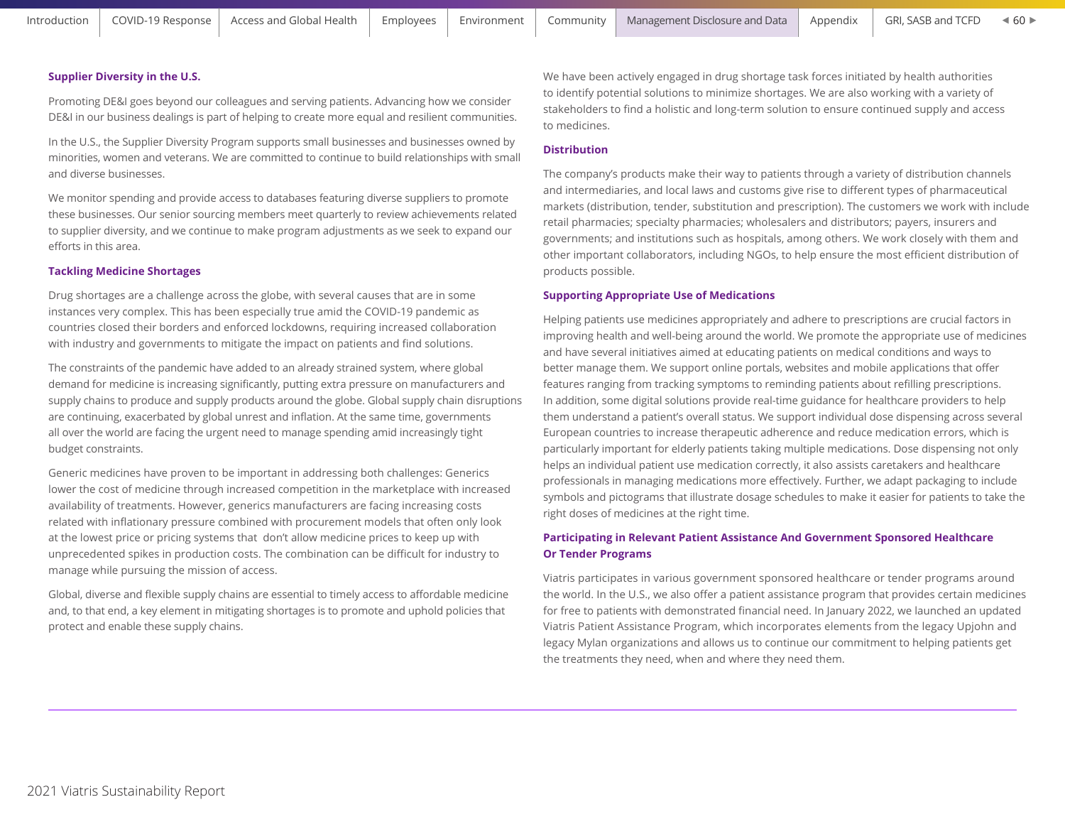### Supplier Diversity in the U.S.

Promoting DE&I goes beyond our colleagues and serving patients. Advancing how we consider DE&I in our business dealings is part of helping to create more equal and resilient communities.

In the U.S., the Supplier Diversity Program supports small businesses and businesses owned by minorities, women and veterans. We are committed to continue to build relationships with small and diverse businesses.

We monitor spending and provide access to databases featuring diverse suppliers to promote these businesses. Our senior sourcing members meet quarterly to review achievements related to supplier diversity, and we continue to make program adjustments as we seek to expand our efforts in this area.

### Tackling Medicine Shortages

Drug shortages are a challenge across the globe, with several causes that are in some instances very complex. This has been especially true amid the COVID-19 pandemic as countries closed their borders and enforced lockdowns, requiring increased collaboration with industry and governments to mitigate the impact on patients and find solutions.

The constraints of the pandemic have added to an already strained system, where global demand for medicine is increasing significantly, putting extra pressure on manufacturers and supply chains to produce and supply products around the globe. Global supply chain disruptions are continuing, exacerbated by global unrest and inflation. At the same time, governments all over the world are facing the urgent need to manage spending amid increasingly tight budget constraints.

Generic medicines have proven to be important in addressing both challenges: Generics lower the cost of medicine through increased competition in the marketplace with increased availability of treatments. However, generics manufacturers are facing increasing costs related with inflationary pressure combined with procurement models that often only look at the lowest price or pricing systems that don't allow medicine prices to keep up with unprecedented spikes in production costs. The combination can be difficult for industry to manage while pursuing the mission of access.

Global, diverse and flexible supply chains are essential to timely access to affordable medicine and, to that end, a key element in mitigating shortages is to promote and uphold policies that protect and enable these supply chains.

We have been actively engaged in drug shortage task forces initiated by health authorities to identify potential solutions to minimize shortages. We are also working with a variety of stakeholders to find a holistic and long-term solution to ensure continued supply and access to medicines.

### Distribution

The company's products make their way to patients through a variety of distribution channels and intermediaries, and local laws and customs give rise to different types of pharmaceutical markets (distribution, tender, substitution and prescription). The customers we work with include retail pharmacies; specialty pharmacies; wholesalers and distributors; payers, insurers and governments; and institutions such as hospitals, among others. We work closely with them and other important collaborators, including NGOs, to help ensure the most efficient distribution of products possible.

### Supporting Appropriate Use of Medications

Helping patients use medicines appropriately and adhere to prescriptions are crucial factors in improving health and well-being around the world. We promote the appropriate use of medicines and have several initiatives aimed at educating patients on medical conditions and ways to better manage them. We support online portals, websites and mobile applications that offer features ranging from tracking symptoms to reminding patients about refilling prescriptions. In addition, some digital solutions provide real-time guidance for healthcare providers to help them understand a patient's overall status. We support individual dose dispensing across several European countries to increase therapeutic adherence and reduce medication errors, which is particularly important for elderly patients taking multiple medications. Dose dispensing not only helps an individual patient use medication correctly, it also assists caretakers and healthcare professionals in managing medications more effectively. Further, we adapt packaging to include symbols and pictograms that illustrate dosage schedules to make it easier for patients to take the right doses of medicines at the right time.

### Participating in Relevant Patient Assistance And Government Sponsored Healthcare Or Tender Programs

Viatris participates in various government sponsored healthcare or tender programs around the world. In the U.S., we also offer a patient assistance program that provides certain medicines for free to patients with demonstrated financial need. In January 2022, we launched an updated Viatris Patient Assistance Program, which incorporates elements from the legacy Upjohn and legacy Mylan organizations and allows us to continue our commitment to helping patients get the treatments they need, when and where they need them.